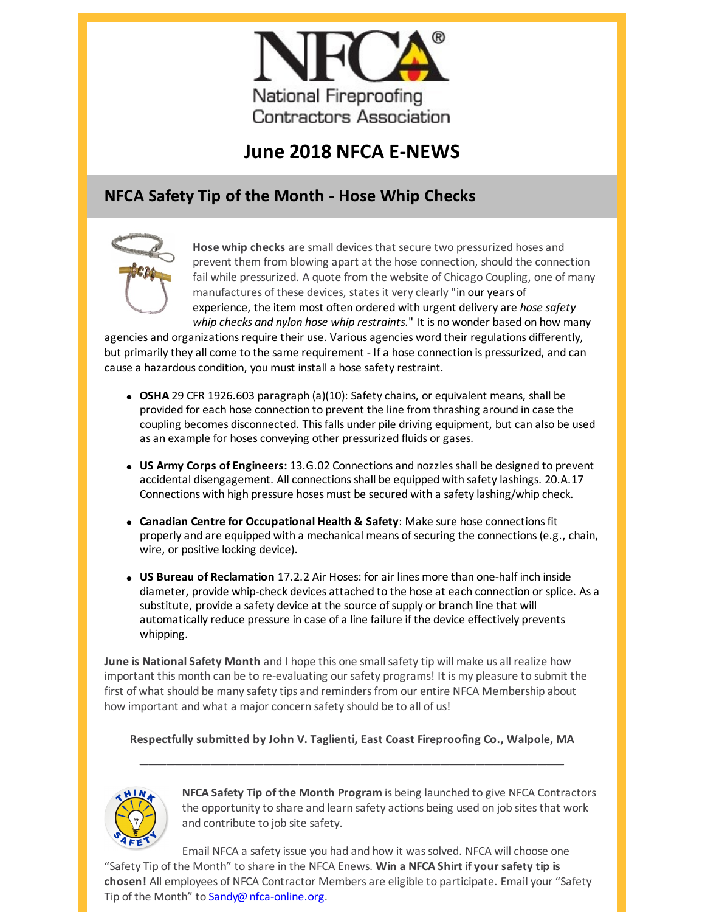National Fireproofing Contractors Association

# June 2018 NFCA E-NEWS

## NFCA Safety Tip of the Month - Hose Whip Checks

**Hose whip checks** are small devices that secure two pressurized hoses and prevent them from blowing apart at the hose connection, should the connection fail while pressurized. A quote from the website of Chicago Coupling, one of many manufactures of these devices, states it very clearly "in our years of experience, the item most often ordered with urgent delivery are *hose safety whip checks and nylon hose whip restraints*." It is no wonder based on how many agencies and organizations require their use. Various agencies word their regulations differently, but primarily they all come to the same requirement - If a hose connection is pressurized, and can cause a hazardous condition, you must install a hose safety restraint.

- **OSHA** 29 CFR 1926.603 paragraph (a)(10): Safety chains, or equivalent means, shall be provided for each hose connection to prevent the line from thrashing around in case the coupling becomes disconnected. This falls under pile driving equipment, but can also be used as an example for hoses conveying other pressurized fluids or gases.
- **US Army Corps of Engineers:** 13.G.02 Connections and nozzles shall be designed to prevent accidental disengagement. All connections shall be equipped with safety lashings. 20.A.17 Connections with high pressure hoses must be secured with a safety lashing/whip check.
- **Canadian Centre for Occupational Health & Safety**: Make sure hose connections fit properly and are equipped with a mechanical means of securing the connections (e.g., chain, wire, or positive locking device).
- **US Bureau of Reclamation** 17.2.2 Air Hoses: for air lines more than one-half inch inside diameter, provide whip-check devices attached to the hose at each connection or splice. As a substitute, provide a safety device at the source of supply or branch line that will automatically reduce pressure in case of a line failure if the device effectively prevents whipping.

**June is National Safety Month** and I hope this one small safety tip will make us all realize how important this month can be to re-evaluating our safety programs! It is my pleasure to submit the first of what should be many safety tips and reminders from our entire NFCA Membership about how important and what a major concern safety should be to all of us!

**Respectfully submitted by John V. Taglienti, East Coast Fireproofing Co., Walpole, MA**

---

**NFCA Safety Tip of the Month Program** is being launched to give NFCA Contractors the opportunity to share and learn safety actions being used on job sites that work and contribute to job site safety.

Email NFCA a safety issue you had and how it was solved. NFCA will choose one "Safety Tip of the Month" to share in the NFCA Enews. **Win a NFCA Shirt if your safety tip is chosen!** All employees of NFCA Contractor Members are eligible to participate. Email your "Safety Tip of the Month" to Sandy@nfca-online.org.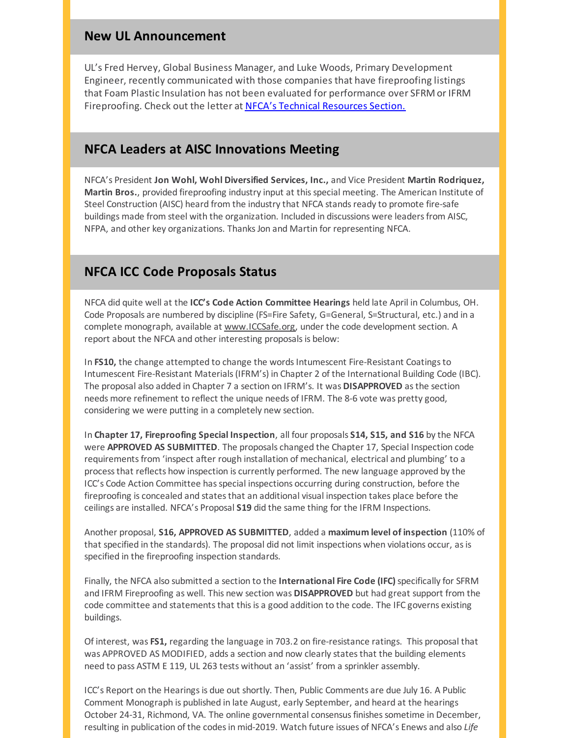## New UL Announcement

UL's Fred Hervey, Global Business Manager, and Luke Woods, Primary Development Engineer, recently communicated with those companies that have fireproofing listings that Foam Plastic Insulation has not been evaluated for performance over SFRM or IFRM Fireproofing. Check out the letter at [NFCA's Technical Resources Section.](#)

## NFCA Leaders at AISC Innovations Meeting

NFCA's President **Jon Wohl, Wohl Diversified Services, Inc.,** and Vice President **Martin Rodriquez, Martin Bros.**, provided fireproofing industry input at this special meeting. The American Institute of Steel Construction (AISC) heard from the industry that NFCA stands ready to promote fire-safe buildings made from steel with the organization. Included in discussions were leaders from AISC, NFPA, and other key organizations. Thanks Jon and Martin for representing NFCA.

## NFCA ICC Code Proposals Status

NFCA did quite well at the **ICC's Code Action Committee Hearings** held late April in Columbus, OH. Code Proposals are numbered by discipline (FS=Fire Safety, G=General, S=Structural, etc.) and in a complete monograph, available at www.ICCSafe.org, under the code development section. A report about the NFCA and other interesting proposals is below:

In **FS10,** the change attempted to change the words Intumescent Fire-Resistant Coatings to Intumescent Fire-Resistant Materials (IFRM's) in Chapter 2 of the International Building Code (IBC). The proposal also added in Chapter 7 a section on IFRM's. It was **DISAPPROVED** as the section needs more refinement to reflect the unique needs of IFRM. The 8-6 vote was pretty good, considering we were putting in a completely new section.

In **Chapter 17, Fireproofing Special Inspection**, all four proposals **S14, S15, and S16** by the NFCA were **APPROVED AS SUBMITTED**. The proposals changed the Chapter 17, Special Inspection code requirements from 'inspect after rough installation of mechanical, electrical and plumbing' to a process that reflects how inspection is currently performed. The new language approved by the ICC's Code Action Committee has special inspections occurring during construction, before the fireproofing is concealed and states that an additional visual inspection takes place before the ceilings are installed. NFCA's Proposal **S19** did the same thing for the IFRM Inspections.

Another proposal, **S16, APPROVED AS SUBMITTED**, added a **maximum level of inspection** (110% of that specified in the standards). The proposal did not limit inspections when violations occur, as is specified in the fireproofing inspection standards.

Finally, the NFCA also submitted a section to the **International Fire Code (IFC)** specifically for SFRM and IFRM Fireproofing as well. This new section was **DISAPPROVED** but had great support from the code committee and statements that this is a good addition to the code. The IFC governs existing buildings.

Of interest, was **FS1,** regarding the language in 703.2 on fire-resistance ratings. This proposal that was APPROVED AS MODIFIED, adds a section and now clearly states that the building elements need to pass ASTM E 119, UL 263 tests without an 'assist' from a sprinkler assembly.

ICC's Report on the Hearings is due out shortly. Then, Public Comments are due July 16. A Public Comment Monograph is published in late August, early September, and heard at the hearings October 24-31, Richmond, VA. The online governmental consensus finishes sometime in December, resulting in publication of the codes in mid-2019. Watch future issues of NFCA's Enews and also *Life*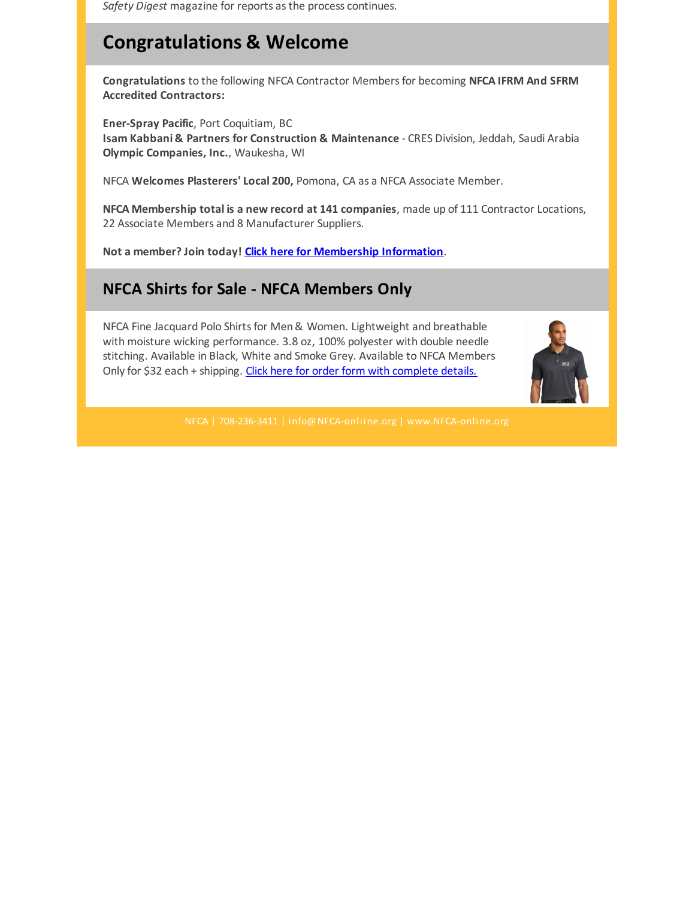*Safety Digest* magazine for reports as the process continues.

## Congratulations & Welcome

**Congratulations** to the following NFCA Contractor Members for becoming **NFCA IFRM And SFRM Accredited Contractors:**

**Ener-Spray Pacific**, Port Coquitiam, BC
**Isam Kabbani & Partners for Construction & Maintenance** - CRES Division, Jeddah, Saudi Arabia
**Olympic Companies, Inc.**, Waukesha, WI

NFCA **Welcomes Plasterers' Local 200,** Pomona, CA as a NFCA Associate Member.

**NFCA Membership total is a new record at 141 companies**, made up of 111 Contractor Locations, 22 Associate Members and 8 Manufacturer Suppliers.

**Not a member? Join today! Click here for Membership Information**.

## NFCA Shirts for Sale - NFCA Members Only

NFCA Fine Jacquard Polo Shirts for Men & Women. Lightweight and breathable with moisture wicking performance. 3.8 oz, 100% polyester with double needle stitching. Available in Black, White and Smoke Grey. Available to NFCA Members Only for $32 each + shipping. Click here for order form with complete details.

NFCA | 708-236-3411 | info@NFCA-onliine.org | www.NFCA-online.org